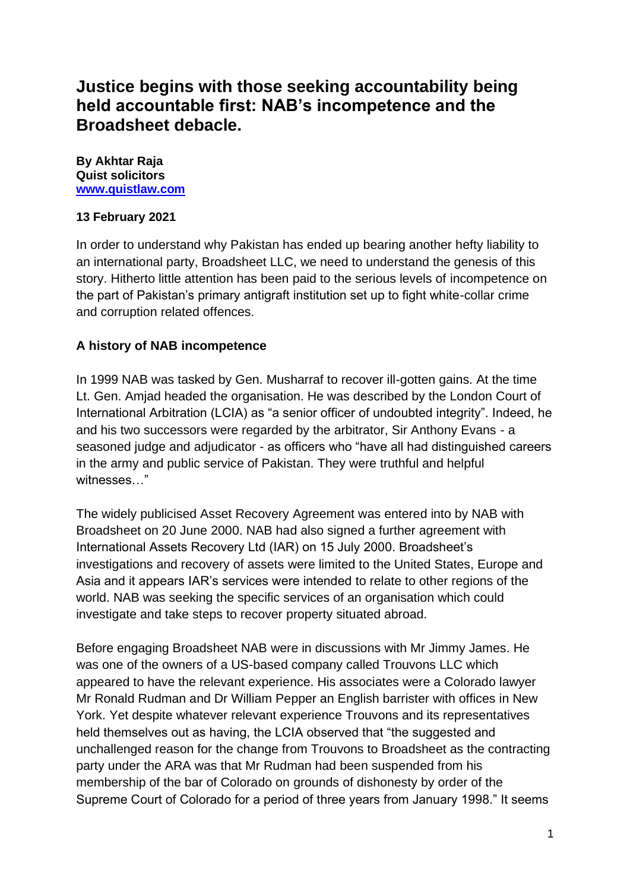# Justice begins with those seeking accountability being held accountable first: NAB's incompetence and the Broadsheet debacle.

**By Akhtar Raja**
**Quist solicitors**
**[www.quistlaw.com](http://www.quistlaw.com)**

**13 February 2021**

In order to understand why Pakistan has ended up bearing another hefty liability to an international party, Broadsheet LLC, we need to understand the genesis of this story. Hitherto little attention has been paid to the serious levels of incompetence on the part of Pakistan's primary antigraft institution set up to fight white-collar crime and corruption related offences.

## A history of NAB incompetence

In 1999 NAB was tasked by Gen. Musharraf to recover ill-gotten gains. At the time Lt. Gen. Amjad headed the organisation. He was described by the London Court of International Arbitration (LCIA) as "a senior officer of undoubted integrity". Indeed, he and his two successors were regarded by the arbitrator, Sir Anthony Evans - a seasoned judge and adjudicator - as officers who "have all had distinguished careers in the army and public service of Pakistan. They were truthful and helpful witnesses…"

The widely publicised Asset Recovery Agreement was entered into by NAB with Broadsheet on 20 June 2000. NAB had also signed a further agreement with International Assets Recovery Ltd (IAR) on 15 July 2000. Broadsheet's investigations and recovery of assets were limited to the United States, Europe and Asia and it appears IAR's services were intended to relate to other regions of the world. NAB was seeking the specific services of an organisation which could investigate and take steps to recover property situated abroad.

Before engaging Broadsheet NAB were in discussions with Mr Jimmy James. He was one of the owners of a US-based company called Trouvons LLC which appeared to have the relevant experience. His associates were a Colorado lawyer Mr Ronald Rudman and Dr William Pepper an English barrister with offices in New York. Yet despite whatever relevant experience Trouvons and its representatives held themselves out as having, the LCIA observed that "the suggested and unchallenged reason for the change from Trouvons to Broadsheet as the contracting party under the ARA was that Mr Rudman had been suspended from his membership of the bar of Colorado on grounds of dishonesty by order of the Supreme Court of Colorado for a period of three years from January 1998." It seems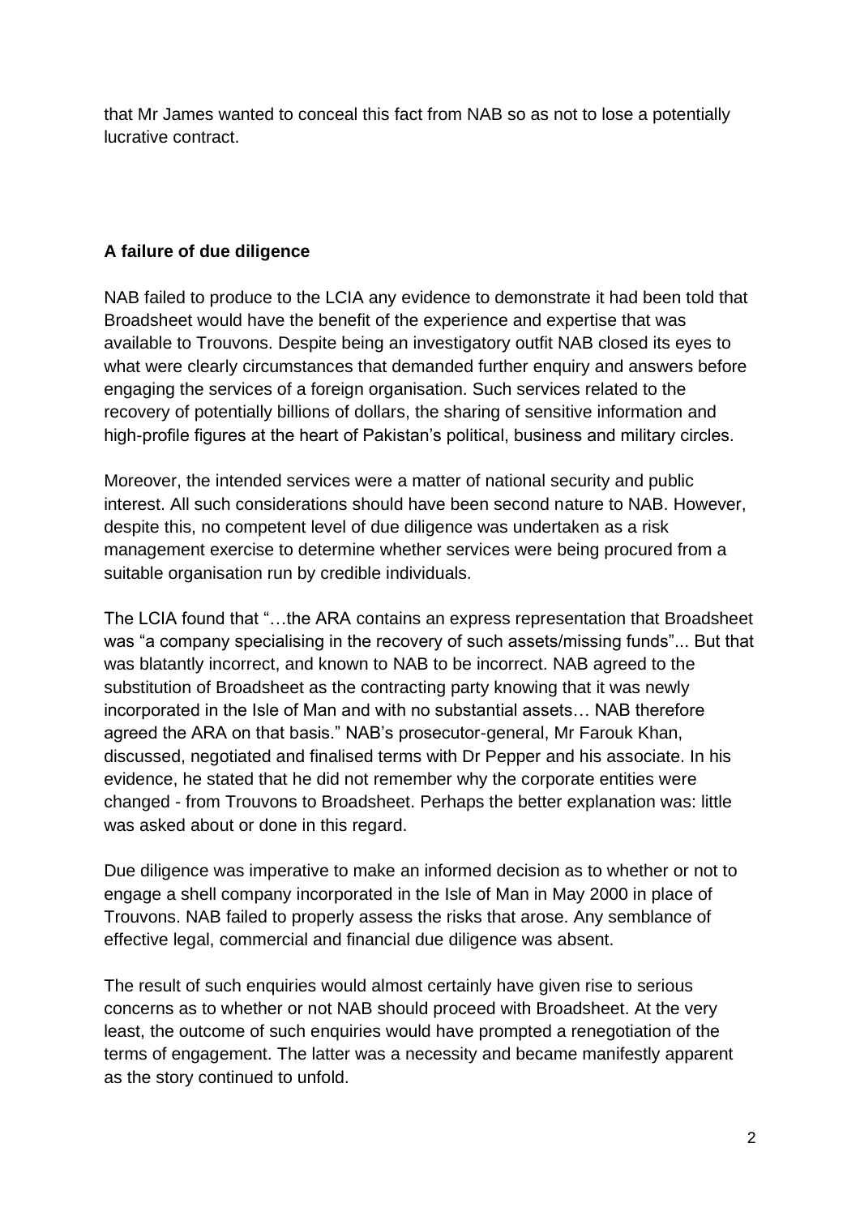that Mr James wanted to conceal this fact from NAB so as not to lose a potentially lucrative contract.

**A failure of due diligence**

NAB failed to produce to the LCIA any evidence to demonstrate it had been told that Broadsheet would have the benefit of the experience and expertise that was available to Trouvons. Despite being an investigatory outfit NAB closed its eyes to what were clearly circumstances that demanded further enquiry and answers before engaging the services of a foreign organisation. Such services related to the recovery of potentially billions of dollars, the sharing of sensitive information and high-profile figures at the heart of Pakistan's political, business and military circles.

Moreover, the intended services were a matter of national security and public interest. All such considerations should have been second nature to NAB. However, despite this, no competent level of due diligence was undertaken as a risk management exercise to determine whether services were being procured from a suitable organisation run by credible individuals.

The LCIA found that "…the ARA contains an express representation that Broadsheet was "a company specialising in the recovery of such assets/missing funds"... But that was blatantly incorrect, and known to NAB to be incorrect. NAB agreed to the substitution of Broadsheet as the contracting party knowing that it was newly incorporated in the Isle of Man and with no substantial assets… NAB therefore agreed the ARA on that basis." NAB's prosecutor-general, Mr Farouk Khan, discussed, negotiated and finalised terms with Dr Pepper and his associate. In his evidence, he stated that he did not remember why the corporate entities were changed - from Trouvons to Broadsheet. Perhaps the better explanation was: little was asked about or done in this regard.

Due diligence was imperative to make an informed decision as to whether or not to engage a shell company incorporated in the Isle of Man in May 2000 in place of Trouvons. NAB failed to properly assess the risks that arose. Any semblance of effective legal, commercial and financial due diligence was absent.

The result of such enquiries would almost certainly have given rise to serious concerns as to whether or not NAB should proceed with Broadsheet. At the very least, the outcome of such enquiries would have prompted a renegotiation of the terms of engagement. The latter was a necessity and became manifestly apparent as the story continued to unfold.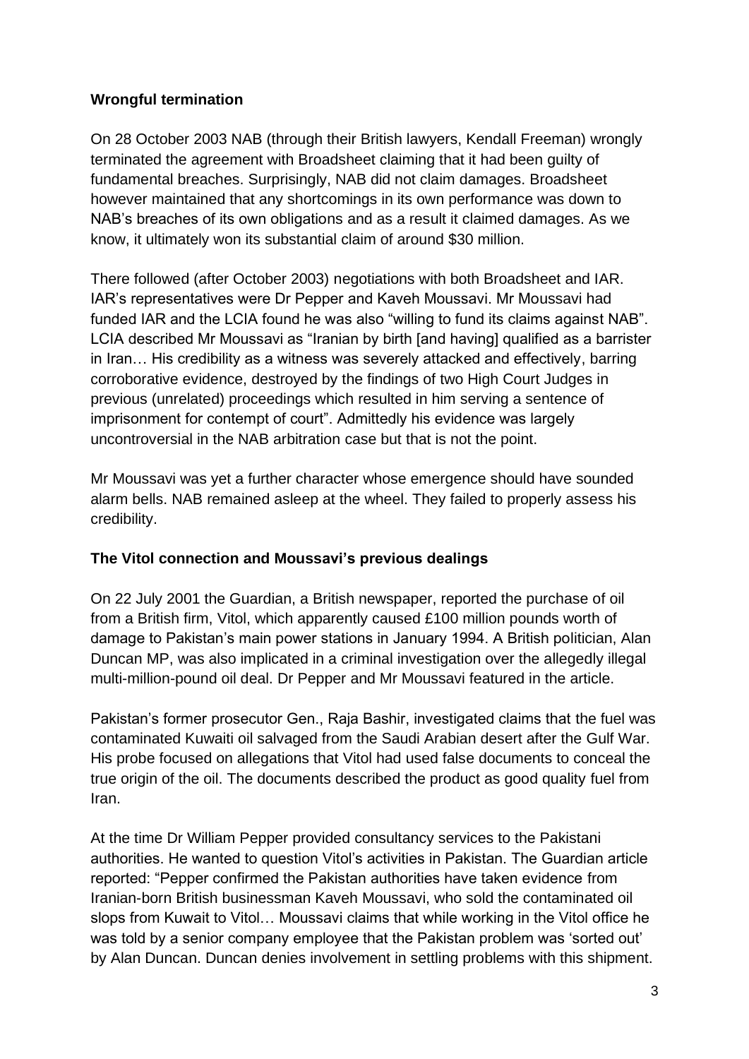**Wrongful termination**

On 28 October 2003 NAB (through their British lawyers, Kendall Freeman) wrongly terminated the agreement with Broadsheet claiming that it had been guilty of fundamental breaches. Surprisingly, NAB did not claim damages. Broadsheet however maintained that any shortcomings in its own performance was down to NAB's breaches of its own obligations and as a result it claimed damages. As we know, it ultimately won its substantial claim of around $30 million.

There followed (after October 2003) negotiations with both Broadsheet and IAR. IAR's representatives were Dr Pepper and Kaveh Moussavi. Mr Moussavi had funded IAR and the LCIA found he was also "willing to fund its claims against NAB". LCIA described Mr Moussavi as "Iranian by birth [and having] qualified as a barrister in Iran… His credibility as a witness was severely attacked and effectively, barring corroborative evidence, destroyed by the findings of two High Court Judges in previous (unrelated) proceedings which resulted in him serving a sentence of imprisonment for contempt of court". Admittedly his evidence was largely uncontroversial in the NAB arbitration case but that is not the point.

Mr Moussavi was yet a further character whose emergence should have sounded alarm bells. NAB remained asleep at the wheel. They failed to properly assess his credibility.

**The Vitol connection and Moussavi's previous dealings**

On 22 July 2001 the Guardian, a British newspaper, reported the purchase of oil from a British firm, Vitol, which apparently caused £100 million pounds worth of damage to Pakistan's main power stations in January 1994. A British politician, Alan Duncan MP, was also implicated in a criminal investigation over the allegedly illegal multi-million-pound oil deal. Dr Pepper and Mr Moussavi featured in the article.

Pakistan's former prosecutor Gen., Raja Bashir, investigated claims that the fuel was contaminated Kuwaiti oil salvaged from the Saudi Arabian desert after the Gulf War. His probe focused on allegations that Vitol had used false documents to conceal the true origin of the oil. The documents described the product as good quality fuel from Iran.

At the time Dr William Pepper provided consultancy services to the Pakistani authorities. He wanted to question Vitol's activities in Pakistan. The Guardian article reported: "Pepper confirmed the Pakistan authorities have taken evidence from Iranian-born British businessman Kaveh Moussavi, who sold the contaminated oil slops from Kuwait to Vitol… Moussavi claims that while working in the Vitol office he was told by a senior company employee that the Pakistan problem was 'sorted out' by Alan Duncan. Duncan denies involvement in settling problems with this shipment.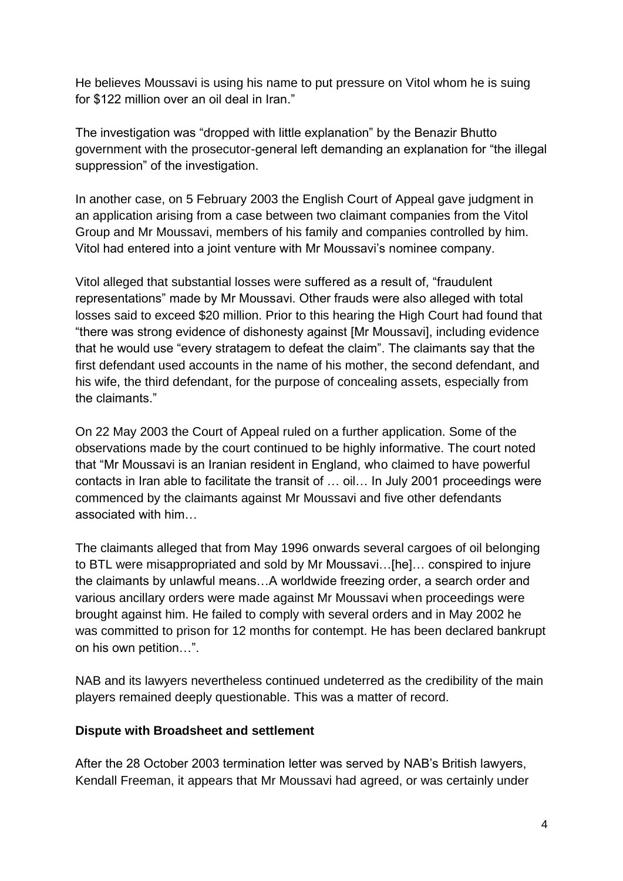He believes Moussavi is using his name to put pressure on Vitol whom he is suing for $122 million over an oil deal in Iran."

The investigation was "dropped with little explanation" by the Benazir Bhutto government with the prosecutor-general left demanding an explanation for "the illegal suppression" of the investigation.

In another case, on 5 February 2003 the English Court of Appeal gave judgment in an application arising from a case between two claimant companies from the Vitol Group and Mr Moussavi, members of his family and companies controlled by him. Vitol had entered into a joint venture with Mr Moussavi's nominee company.

Vitol alleged that substantial losses were suffered as a result of, "fraudulent representations" made by Mr Moussavi. Other frauds were also alleged with total losses said to exceed $20 million. Prior to this hearing the High Court had found that "there was strong evidence of dishonesty against [Mr Moussavi], including evidence that he would use "every stratagem to defeat the claim". The claimants say that the first defendant used accounts in the name of his mother, the second defendant, and his wife, the third defendant, for the purpose of concealing assets, especially from the claimants."

On 22 May 2003 the Court of Appeal ruled on a further application. Some of the observations made by the court continued to be highly informative. The court noted that "Mr Moussavi is an Iranian resident in England, who claimed to have powerful contacts in Iran able to facilitate the transit of … oil… In July 2001 proceedings were commenced by the claimants against Mr Moussavi and five other defendants associated with him…

The claimants alleged that from May 1996 onwards several cargoes of oil belonging to BTL were misappropriated and sold by Mr Moussavi…[he]… conspired to injure the claimants by unlawful means…A worldwide freezing order, a search order and various ancillary orders were made against Mr Moussavi when proceedings were brought against him. He failed to comply with several orders and in May 2002 he was committed to prison for 12 months for contempt. He has been declared bankrupt on his own petition…".

NAB and its lawyers nevertheless continued undeterred as the credibility of the main players remained deeply questionable. This was a matter of record.

**Dispute with Broadsheet and settlement**

After the 28 October 2003 termination letter was served by NAB's British lawyers, Kendall Freeman, it appears that Mr Moussavi had agreed, or was certainly under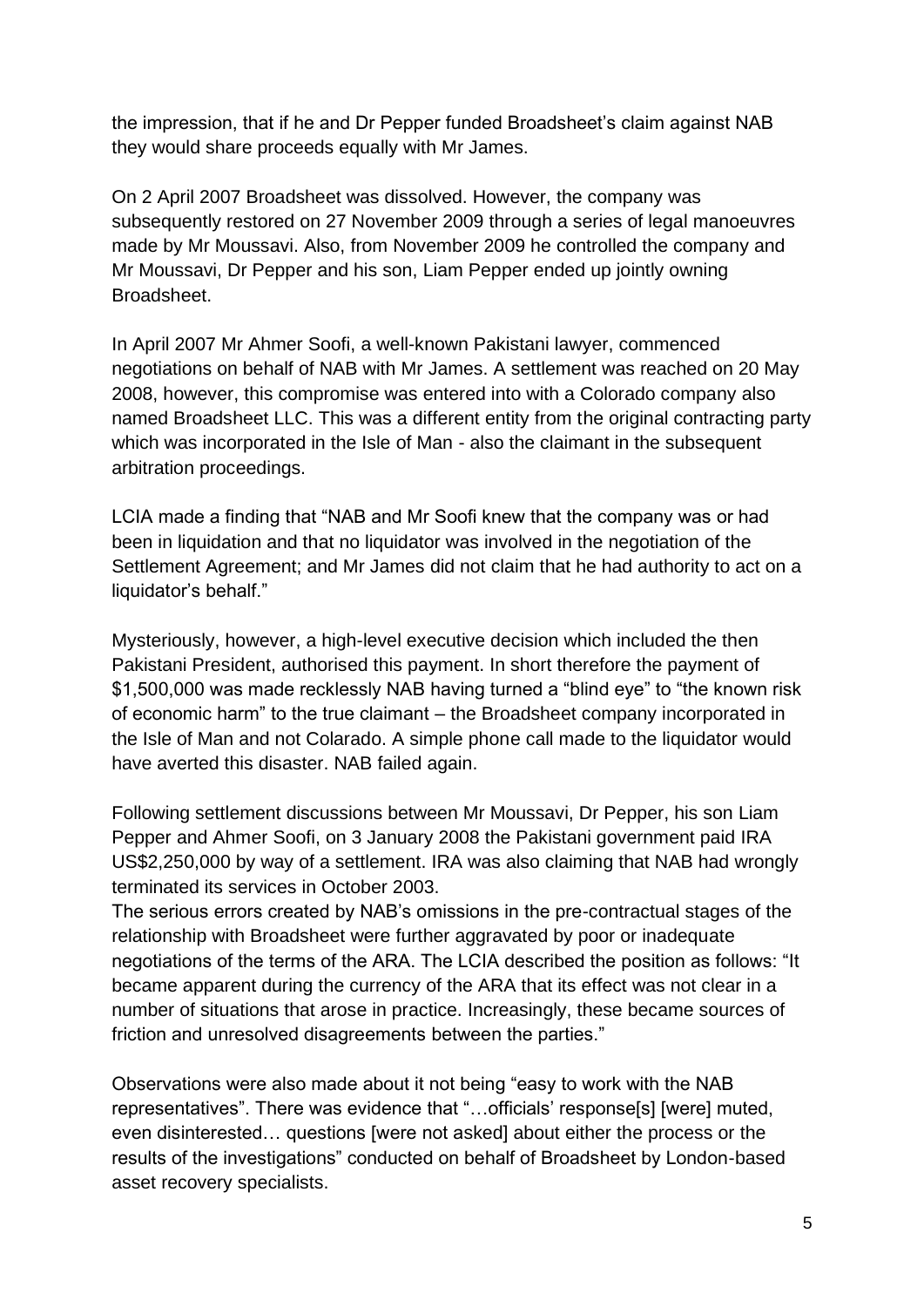the impression, that if he and Dr Pepper funded Broadsheet's claim against NAB they would share proceeds equally with Mr James.

On 2 April 2007 Broadsheet was dissolved. However, the company was subsequently restored on 27 November 2009 through a series of legal manoeuvres made by Mr Moussavi. Also, from November 2009 he controlled the company and Mr Moussavi, Dr Pepper and his son, Liam Pepper ended up jointly owning Broadsheet.

In April 2007 Mr Ahmer Soofi, a well-known Pakistani lawyer, commenced negotiations on behalf of NAB with Mr James. A settlement was reached on 20 May 2008, however, this compromise was entered into with a Colorado company also named Broadsheet LLC. This was a different entity from the original contracting party which was incorporated in the Isle of Man - also the claimant in the subsequent arbitration proceedings.

LCIA made a finding that "NAB and Mr Soofi knew that the company was or had been in liquidation and that no liquidator was involved in the negotiation of the Settlement Agreement; and Mr James did not claim that he had authority to act on a liquidator's behalf."

Mysteriously, however, a high-level executive decision which included the then Pakistani President, authorised this payment. In short therefore the payment of \$1,500,000 was made recklessly NAB having turned a "blind eye" to "the known risk of economic harm" to the true claimant – the Broadsheet company incorporated in the Isle of Man and not Colarado. A simple phone call made to the liquidator would have averted this disaster. NAB failed again.

Following settlement discussions between Mr Moussavi, Dr Pepper, his son Liam Pepper and Ahmer Soofi, on 3 January 2008 the Pakistani government paid IRA US\$2,250,000 by way of a settlement. IRA was also claiming that NAB had wrongly terminated its services in October 2003.

The serious errors created by NAB's omissions in the pre-contractual stages of the relationship with Broadsheet were further aggravated by poor or inadequate negotiations of the terms of the ARA. The LCIA described the position as follows: "It became apparent during the currency of the ARA that its effect was not clear in a number of situations that arose in practice. Increasingly, these became sources of friction and unresolved disagreements between the parties."

Observations were also made about it not being "easy to work with the NAB representatives". There was evidence that "…officials' response[s] [were] muted, even disinterested… questions [were not asked] about either the process or the results of the investigations" conducted on behalf of Broadsheet by London-based asset recovery specialists.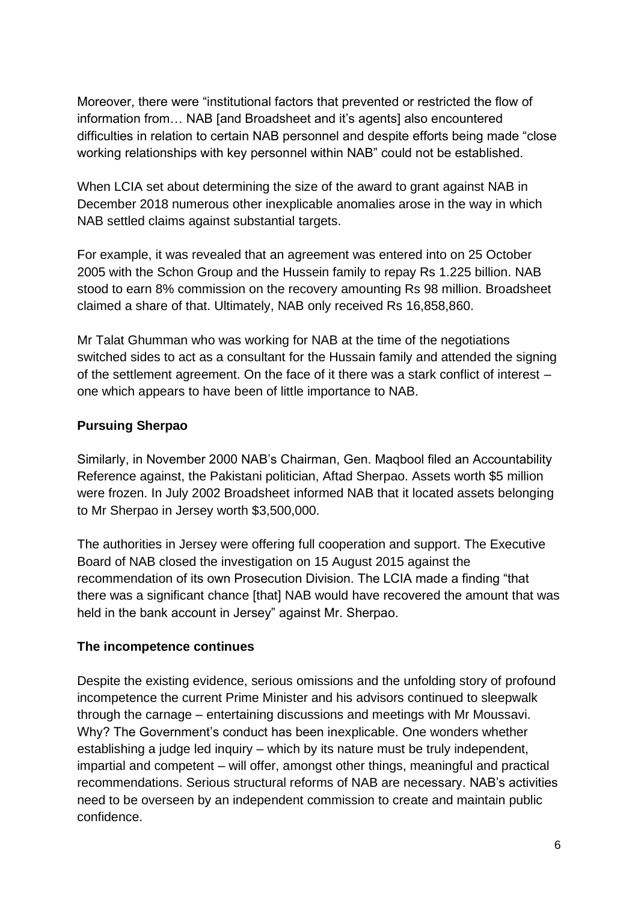Moreover, there were "institutional factors that prevented or restricted the flow of information from… NAB [and Broadsheet and it's agents] also encountered difficulties in relation to certain NAB personnel and despite efforts being made "close working relationships with key personnel within NAB" could not be established.

When LCIA set about determining the size of the award to grant against NAB in December 2018 numerous other inexplicable anomalies arose in the way in which NAB settled claims against substantial targets.

For example, it was revealed that an agreement was entered into on 25 October 2005 with the Schon Group and the Hussein family to repay Rs 1.225 billion. NAB stood to earn 8% commission on the recovery amounting Rs 98 million. Broadsheet claimed a share of that. Ultimately, NAB only received Rs 16,858,860.

Mr Talat Ghumman who was working for NAB at the time of the negotiations switched sides to act as a consultant for the Hussain family and attended the signing of the settlement agreement. On the face of it there was a stark conflict of interest – one which appears to have been of little importance to NAB.

**Pursuing Sherpao**

Similarly, in November 2000 NAB's Chairman, Gen. Maqbool filed an Accountability Reference against, the Pakistani politician, Aftad Sherpao. Assets worth $5 million were frozen. In July 2002 Broadsheet informed NAB that it located assets belonging to Mr Sherpao in Jersey worth $3,500,000.

The authorities in Jersey were offering full cooperation and support. The Executive Board of NAB closed the investigation on 15 August 2015 against the recommendation of its own Prosecution Division. The LCIA made a finding "that there was a significant chance [that] NAB would have recovered the amount that was held in the bank account in Jersey" against Mr. Sherpao.

**The incompetence continues**

Despite the existing evidence, serious omissions and the unfolding story of profound incompetence the current Prime Minister and his advisors continued to sleepwalk through the carnage – entertaining discussions and meetings with Mr Moussavi. Why? The Government's conduct has been inexplicable. One wonders whether establishing a judge led inquiry – which by its nature must be truly independent, impartial and competent – will offer, amongst other things, meaningful and practical recommendations. Serious structural reforms of NAB are necessary. NAB's activities need to be overseen by an independent commission to create and maintain public confidence.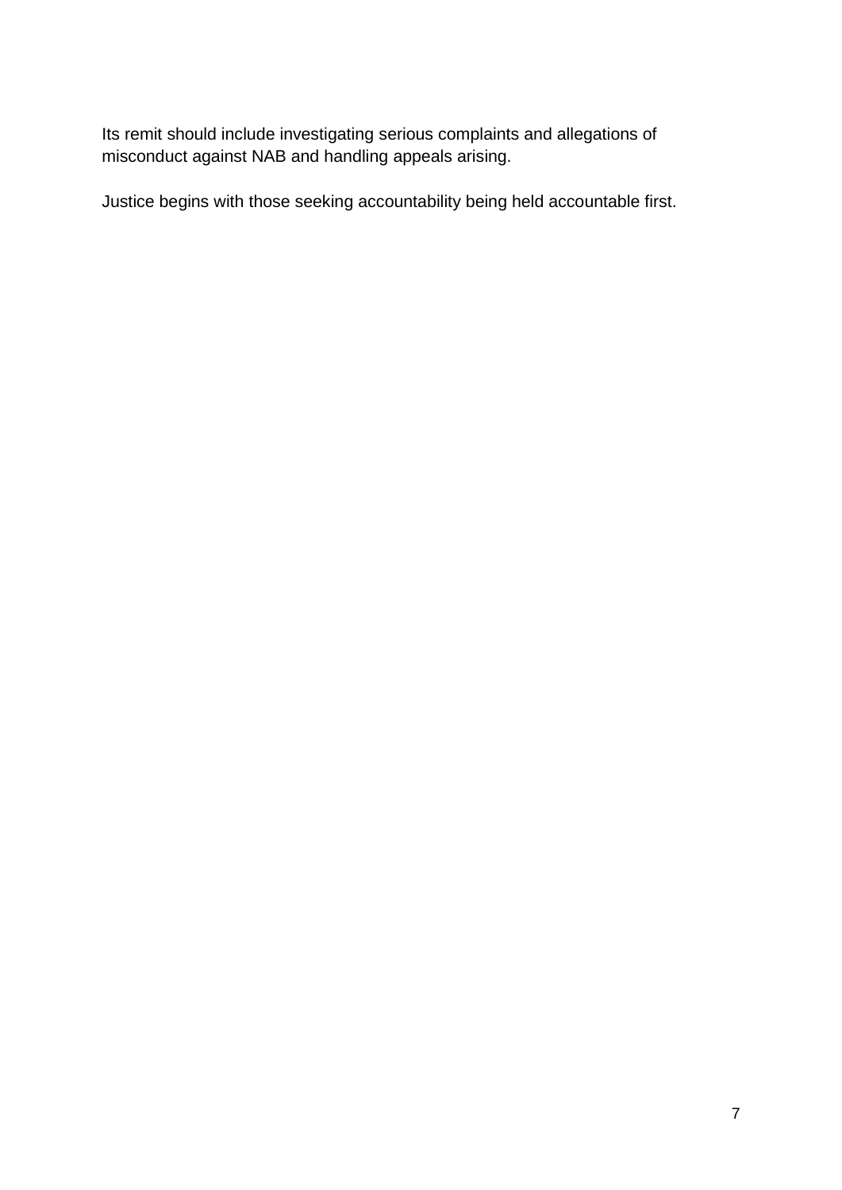Its remit should include investigating serious complaints and allegations of misconduct against NAB and handling appeals arising.

Justice begins with those seeking accountability being held accountable first.